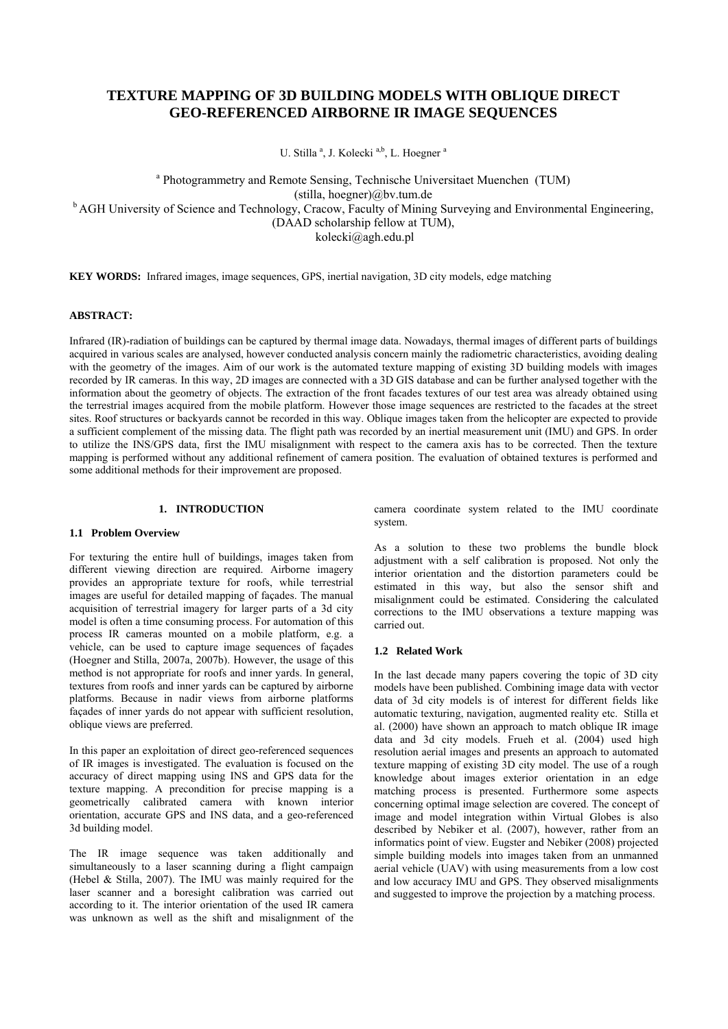# TEXTURE MAPPING OF 3D BUILDING MODELS WITH OBLIQUE DIRECT GEO-REFERENCED AIRBORNE IR IMAGE SEQUENCES

U. Stilla [a], J. Kolecki [a,b], L. Hoegner [a]

[a] Photogrammetry and Remote Sensing, Technische Universitaet Muenchen (TUM)
(stilla, hoegner)@bv.tum.de

[b] AGH University of Science and Technology, Cracow, Faculty of Mining Surveying and Environmental Engineering, (DAAD scholarship fellow at TUM),
kolecki@agh.edu.pl

**KEY WORDS:** Infrared images, image sequences, GPS, inertial navigation, 3D city models, edge matching

## ABSTRACT:

Infrared (IR)-radiation of buildings can be captured by thermal image data. Nowadays, thermal images of different parts of buildings acquired in various scales are analysed, however conducted analysis concern mainly the radiometric characteristics, avoiding dealing with the geometry of the images. Aim of our work is the automated texture mapping of existing 3D building models with images recorded by IR cameras. In this way, 2D images are connected with a 3D GIS database and can be further analysed together with the information about the geometry of objects. The extraction of the front facades textures of our test area was already obtained using the terrestrial images acquired from the mobile platform. However those image sequences are restricted to the facades at the street sites. Roof structures or backyards cannot be recorded in this way. Oblique images taken from the helicopter are expected to provide a sufficient complement of the missing data. The flight path was recorded by an inertial measurement unit (IMU) and GPS. In order to utilize the INS/GPS data, first the IMU misalignment with respect to the camera axis has to be corrected. Then the texture mapping is performed without any additional refinement of camera position. The evaluation of obtained textures is performed and some additional methods for their improvement are proposed.

## 1. INTRODUCTION

### 1.1 Problem Overview

For texturing the entire hull of buildings, images taken from different viewing direction are required. Airborne imagery provides an appropriate texture for roofs, while terrestrial images are useful for detailed mapping of façades. The manual acquisition of terrestrial imagery for larger parts of a 3d city model is often a time consuming process. For automation of this process IR cameras mounted on a mobile platform, e.g. a vehicle, can be used to capture image sequences of façades (Hoegner and Stilla, 2007a, 2007b). However, the usage of this method is not appropriate for roofs and inner yards. In general, textures from roofs and inner yards can be captured by airborne platforms. Because in nadir views from airborne platforms façades of inner yards do not appear with sufficient resolution, oblique views are preferred.

In this paper an exploitation of direct geo-referenced sequences of IR images is investigated. The evaluation is focused on the accuracy of direct mapping using INS and GPS data for the texture mapping. A precondition for precise mapping is a geometrically calibrated camera with known interior orientation, accurate GPS and INS data, and a geo-referenced 3d building model.

The IR image sequence was taken additionally and simultaneously to a laser scanning during a flight campaign (Hebel & Stilla, 2007). The IMU was mainly required for the laser scanner and a boresight calibration was carried out according to it. The interior orientation of the used IR camera was unknown as well as the shift and misalignment of the camera coordinate system related to the IMU coordinate system.

As a solution to these two problems the bundle block adjustment with a self calibration is proposed. Not only the interior orientation and the distortion parameters could be estimated in this way, but also the sensor shift and misalignment could be estimated. Considering the calculated corrections to the IMU observations a texture mapping was carried out.

### 1.2 Related Work

In the last decade many papers covering the topic of 3D city models have been published. Combining image data with vector data of 3d city models is of interest for different fields like automatic texturing, navigation, augmented reality etc. Stilla et al. (2000) have shown an approach to match oblique IR image data and 3d city models. Frueh et al. (2004) used high resolution aerial images and presents an approach to automated texture mapping of existing 3D city model. The use of a rough knowledge about images exterior orientation in an edge matching process is presented. Furthermore some aspects concerning optimal image selection are covered. The concept of image and model integration within Virtual Globes is also described by Nebiker et al. (2007), however, rather from an informatics point of view. Eugster and Nebiker (2008) projected simple building models into images taken from an unmanned aerial vehicle (UAV) with using measurements from a low cost and low accuracy IMU and GPS. They observed misalignments and suggested to improve the projection by a matching process.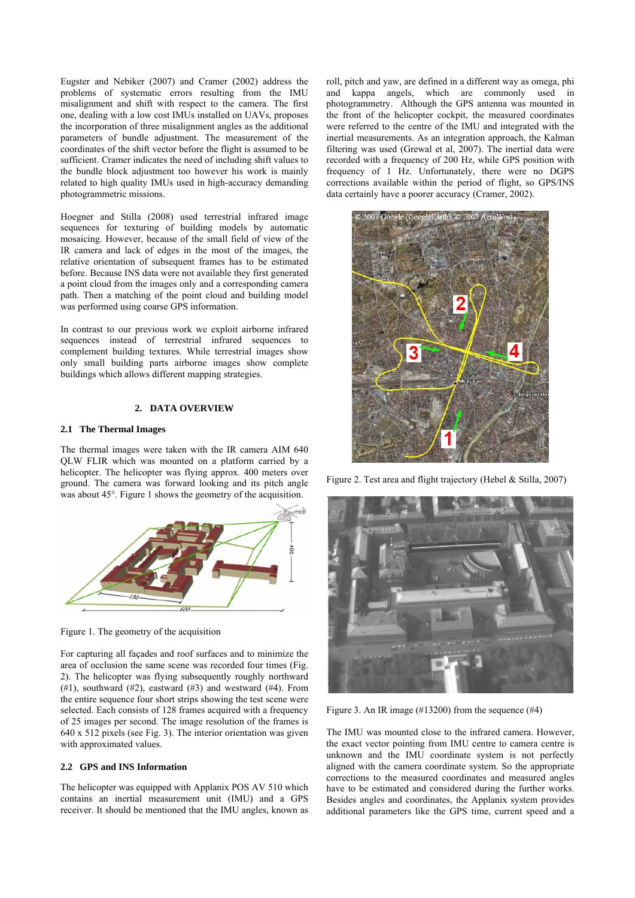Eugster and Nebiker (2007) and Cramer (2002) address the problems of systematic errors resulting from the IMU misalignment and shift with respect to the camera. The first one, dealing with a low cost IMUs installed on UAVs, proposes the incorporation of three misalignment angles as the additional parameters of bundle adjustment. The measurement of the coordinates of the shift vector before the flight is assumed to be sufficient. Cramer indicates the need of including shift values to the bundle block adjustment too however his work is mainly related to high quality IMUs used in high-accuracy demanding photogrammetric missions.

Hoegner and Stilla (2008) used terrestrial infrared image sequences for texturing of building models by automatic mosaicing. However, because of the small field of view of the IR camera and lack of edges in the most of the images, the relative orientation of subsequent frames has to be estimated before. Because INS data were not available they first generated a point cloud from the images only and a corresponding camera path. Then a matching of the point cloud and building model was performed using coarse GPS information.

In contrast to our previous work we exploit airborne infrared sequences instead of terrestrial infrared sequences to complement building textures. While terrestrial images show only small building parts airborne images show complete buildings which allows different mapping strategies.

## 2. DATA OVERVIEW

### 2.1 The Thermal Images

The thermal images were taken with the IR camera AIM 640 QLW FLIR which was mounted on a platform carried by a helicopter. The helicopter was flying approx. 400 meters over ground. The camera was forward looking and its pitch angle was about 45°. Figure 1 shows the geometry of the acquisition.

Figure 1. The geometry of the acquisition

For capturing all façades and roof surfaces and to minimize the area of occlusion the same scene was recorded four times (Fig. 2). The helicopter was flying subsequently roughly northward (#1), southward (#2), eastward (#3) and westward (#4). From the entire sequence four short strips showing the test scene were selected. Each consists of 128 frames acquired with a frequency of 25 images per second. The image resolution of the frames is 640 x 512 pixels (see Fig. 3). The interior orientation was given with approximated values.

### 2.2 GPS and INS Information

The helicopter was equipped with Applanix POS AV 510 which contains an inertial measurement unit (IMU) and a GPS receiver. It should be mentioned that the IMU angles, known as roll, pitch and yaw, are defined in a different way as omega, phi and kappa angels, which are commonly used in photogrammetry. Although the GPS antenna was mounted in the front of the helicopter cockpit, the measured coordinates were referred to the centre of the IMU and integrated with the inertial measurements. As an integration approach, the Kalman filtering was used (Grewal et al, 2007). The inertial data were recorded with a frequency of 200 Hz, while GPS position with frequency of 1 Hz. Unfortunately, there were no DGPS corrections available within the period of flight, so GPS/INS data certainly have a poorer accuracy (Cramer, 2002).

Figure 2. Test area and flight trajectory (Hebel & Stilla, 2007)

Figure 3. An IR image (#13200) from the sequence (#4)

The IMU was mounted close to the infrared camera. However, the exact vector pointing from IMU centre to camera centre is unknown and the IMU coordinate system is not perfectly aligned with the camera coordinate system. So the appropriate corrections to the measured coordinates and measured angles have to be estimated and considered during the further works. Besides angles and coordinates, the Applanix system provides additional parameters like the GPS time, current speed and a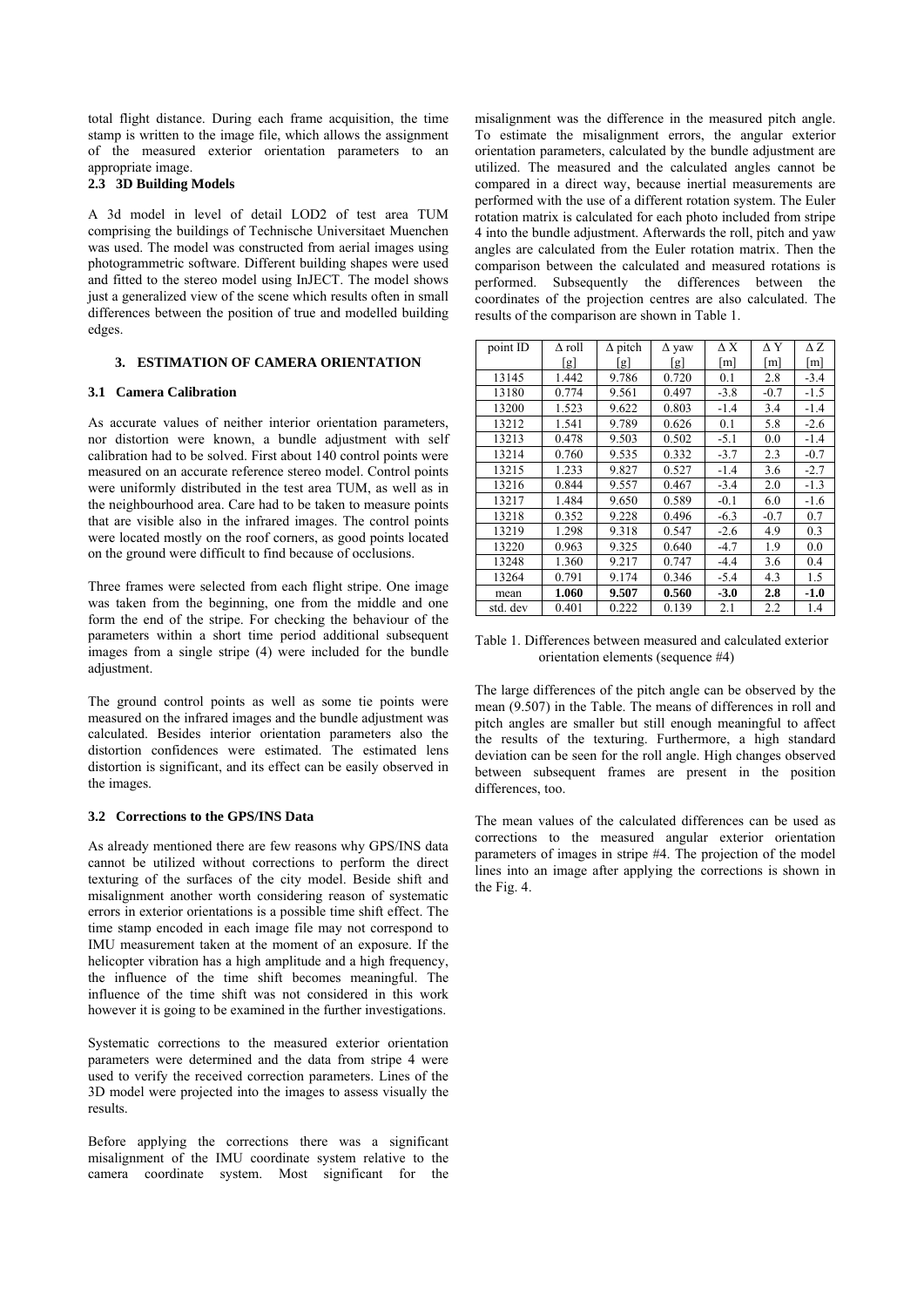total flight distance. During each frame acquisition, the time stamp is written to the image file, which allows the assignment of the measured exterior orientation parameters to an appropriate image.

### 2.3 3D Building Models

A 3d model in level of detail LOD2 of test area TUM comprising the buildings of Technische Universitaet Muenchen was used. The model was constructed from aerial images using photogrammetric software. Different building shapes were used and fitted to the stereo model using InJECT. The model shows just a generalized view of the scene which results often in small differences between the position of true and modelled building edges.

## 3. ESTIMATION OF CAMERA ORIENTATION

### 3.1 Camera Calibration

As accurate values of neither interior orientation parameters, nor distortion were known, a bundle adjustment with self calibration had to be solved. First about 140 control points were measured on an accurate reference stereo model. Control points were uniformly distributed in the test area TUM, as well as in the neighbourhood area. Care had to be taken to measure points that are visible also in the infrared images. The control points were located mostly on the roof corners, as good points located on the ground were difficult to find because of occlusions.

Three frames were selected from each flight stripe. One image was taken from the beginning, one from the middle and one form the end of the stripe. For checking the behaviour of the parameters within a short time period additional subsequent images from a single stripe (4) were included for the bundle adjustment.

The ground control points as well as some tie points were measured on the infrared images and the bundle adjustment was calculated. Besides interior orientation parameters also the distortion confidences were estimated. The estimated lens distortion is significant, and its effect can be easily observed in the images.

### 3.2 Corrections to the GPS/INS Data

As already mentioned there are few reasons why GPS/INS data cannot be utilized without corrections to perform the direct texturing of the surfaces of the city model. Beside shift and misalignment another worth considering reason of systematic errors in exterior orientations is a possible time shift effect. The time stamp encoded in each image file may not correspond to IMU measurement taken at the moment of an exposure. If the helicopter vibration has a high amplitude and a high frequency, the influence of the time shift becomes meaningful. The influence of the time shift was not considered in this work however it is going to be examined in the further investigations.

Systematic corrections to the measured exterior orientation parameters were determined and the data from stripe 4 were used to verify the received correction parameters. Lines of the 3D model were projected into the images to assess visually the results.

Before applying the corrections there was a significant misalignment of the IMU coordinate system relative to the camera coordinate system. Most significant for the misalignment was the difference in the measured pitch angle. To estimate the misalignment errors, the angular exterior orientation parameters, calculated by the bundle adjustment are utilized. The measured and the calculated angles cannot be compared in a direct way, because inertial measurements are performed with the use of a different rotation system. The Euler rotation matrix is calculated for each photo included from stripe 4 into the bundle adjustment. Afterwards the roll, pitch and yaw angles are calculated from the Euler rotation matrix. Then the comparison between the calculated and measured rotations is performed. Subsequently the differences between the coordinates of the projection centres are also calculated. The results of the comparison are shown in Table 1.

| point ID | Δ roll [g] | Δ pitch [g] | Δ yaw [g] | Δ X [m] | Δ Y [m] | Δ Z [m] |
|---|---|---|---|---|---|---|
| 13145 | 1.442 | 9.786 | 0.720 | 0.1 | 2.8 | -3.4 |
| 13180 | 0.774 | 9.561 | 0.497 | -3.8 | -0.7 | -1.5 |
| 13200 | 1.523 | 9.622 | 0.803 | -1.4 | 3.4 | -1.4 |
| 13212 | 1.541 | 9.789 | 0.626 | 0.1 | 5.8 | -2.6 |
| 13213 | 0.478 | 9.503 | 0.502 | -5.1 | 0.0 | -1.4 |
| 13214 | 0.760 | 9.535 | 0.332 | -3.7 | 2.3 | -0.7 |
| 13215 | 1.233 | 9.827 | 0.527 | -1.4 | 3.6 | -2.7 |
| 13216 | 0.844 | 9.557 | 0.467 | -3.4 | 2.0 | -1.3 |
| 13217 | 1.484 | 9.650 | 0.589 | -0.1 | 6.0 | -1.6 |
| 13218 | 0.352 | 9.228 | 0.496 | -6.3 | -0.7 | 0.7 |
| 13219 | 1.298 | 9.318 | 0.547 | -2.6 | 4.9 | 0.3 |
| 13220 | 0.963 | 9.325 | 0.640 | -4.7 | 1.9 | 0.0 |
| 13248 | 1.360 | 9.217 | 0.747 | -4.4 | 3.6 | 0.4 |
| 13264 | 0.791 | 9.174 | 0.346 | -5.4 | 4.3 | 1.5 |
| mean | **1.060** | **9.507** | **0.560** | **-3.0** | **2.8** | **-1.0** |
| std. dev | 0.401 | 0.222 | 0.139 | 2.1 | 2.2 | 1.4 |

Table 1. Differences between measured and calculated exterior orientation elements (sequence #4)

The large differences of the pitch angle can be observed by the mean (9.507) in the Table. The means of differences in roll and pitch angles are smaller but still enough meaningful to affect the results of the texturing. Furthermore, a high standard deviation can be seen for the roll angle. High changes observed between subsequent frames are present in the position differences, too.

The mean values of the calculated differences can be used as corrections to the measured angular exterior orientation parameters of images in stripe #4. The projection of the model lines into an image after applying the corrections is shown in the Fig. 4.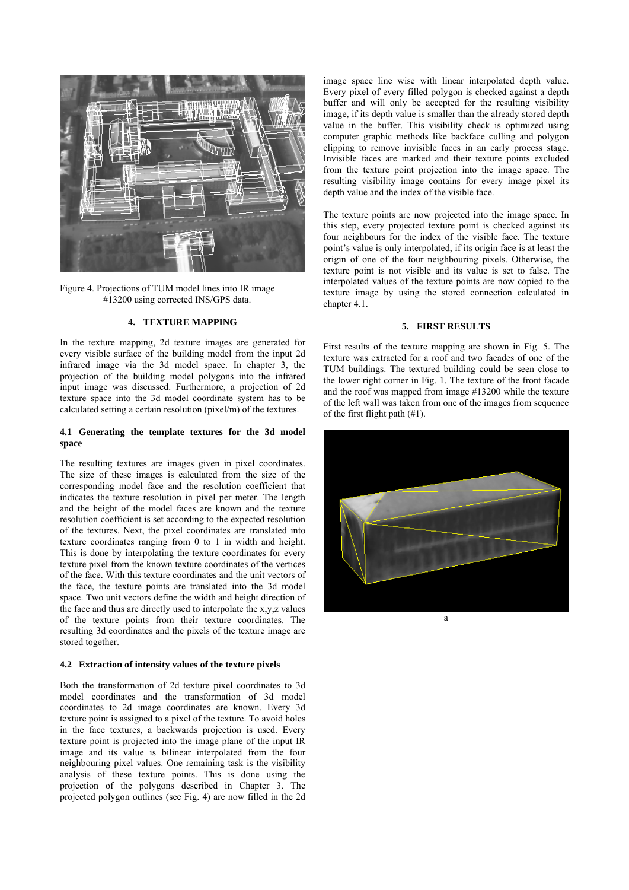Figure 4. Projections of TUM model lines into IR image #13200 using corrected INS/GPS data.

## 4. TEXTURE MAPPING

In the texture mapping, 2d texture images are generated for every visible surface of the building model from the input 2d infrared image via the 3d model space. In chapter 3, the projection of the building model polygons into the infrared input image was discussed. Furthermore, a projection of 2d texture space into the 3d model coordinate system has to be calculated setting a certain resolution (pixel/m) of the textures.

### 4.1 Generating the template textures for the 3d model space

The resulting textures are images given in pixel coordinates. The size of these images is calculated from the size of the corresponding model face and the resolution coefficient that indicates the texture resolution in pixel per meter. The length and the height of the model faces are known and the texture resolution coefficient is set according to the expected resolution of the textures. Next, the pixel coordinates are translated into texture coordinates ranging from 0 to 1 in width and height. This is done by interpolating the texture coordinates for every texture pixel from the known texture coordinates of the vertices of the face. With this texture coordinates and the unit vectors of the face, the texture points are translated into the 3d model space. Two unit vectors define the width and height direction of the face and thus are directly used to interpolate the x,y,z values of the texture points from their texture coordinates. The resulting 3d coordinates and the pixels of the texture image are stored together.

### 4.2 Extraction of intensity values of the texture pixels

Both the transformation of 2d texture pixel coordinates to 3d model coordinates and the transformation of 3d model coordinates to 2d image coordinates are known. Every 3d texture point is assigned to a pixel of the texture. To avoid holes in the face textures, a backwards projection is used. Every texture point is projected into the image plane of the input IR image and its value is bilinear interpolated from the four neighbouring pixel values. One remaining task is the visibility analysis of these texture points. This is done using the projection of the polygons described in Chapter 3. The projected polygon outlines (see Fig. 4) are now filled in the 2d image space line wise with linear interpolated depth value. Every pixel of every filled polygon is checked against a depth buffer and will only be accepted for the resulting visibility image, if its depth value is smaller than the already stored depth value in the buffer. This visibility check is optimized using computer graphic methods like backface culling and polygon clipping to remove invisible faces in an early process stage. Invisible faces are marked and their texture points excluded from the texture point projection into the image space. The resulting visibility image contains for every image pixel its depth value and the index of the visible face.

The texture points are now projected into the image space. In this step, every projected texture point is checked against its four neighbours for the index of the visible face. The texture point's value is only interpolated, if its origin face is at least the origin of one of the four neighbouring pixels. Otherwise, the texture point is not visible and its value is set to false. The interpolated values of the texture points are now copied to the texture image by using the stored connection calculated in chapter 4.1.

## 5. FIRST RESULTS

First results of the texture mapping are shown in Fig. 5. The texture was extracted for a roof and two facades of one of the TUM buildings. The textured building could be seen close to the lower right corner in Fig. 1. The texture of the front facade and the roof was mapped from image #13200 while the texture of the left wall was taken from one of the images from sequence of the first flight path (#1).

a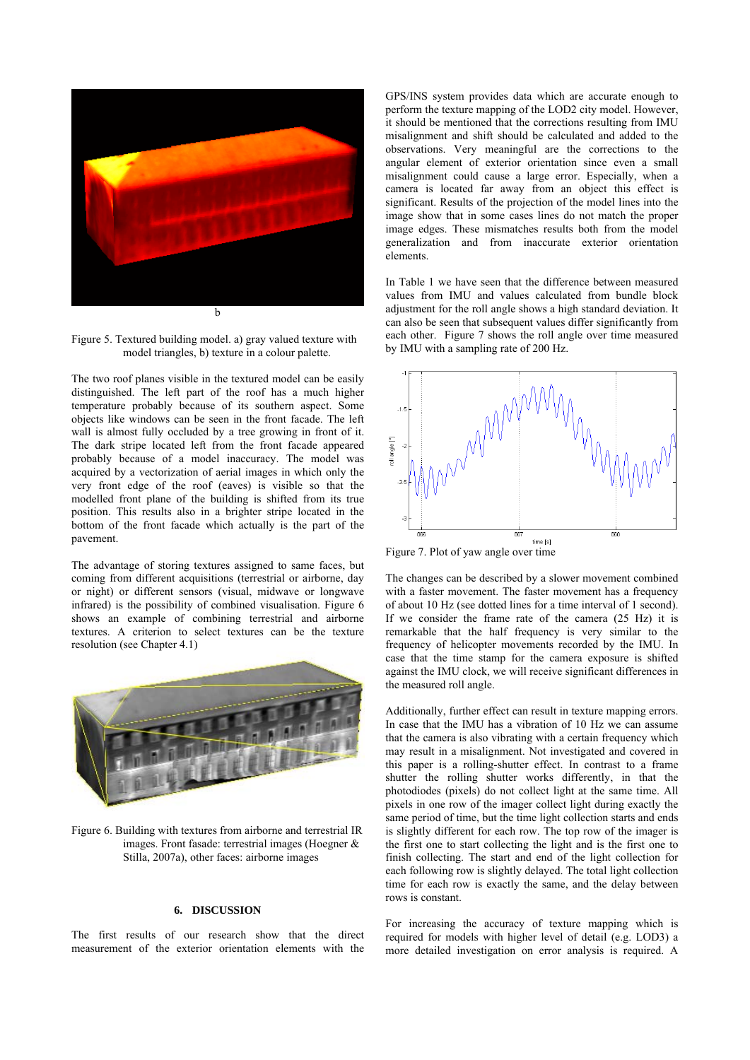b

Figure 5. Textured building model. a) gray valued texture with model triangles, b) texture in a colour palette.

The two roof planes visible in the textured model can be easily distinguished. The left part of the roof has a much higher temperature probably because of its southern aspect. Some objects like windows can be seen in the front facade. The left wall is almost fully occluded by a tree growing in front of it. The dark stripe located left from the front facade appeared probably because of a model inaccuracy. The model was acquired by a vectorization of aerial images in which only the very front edge of the roof (eaves) is visible so that the modelled front plane of the building is shifted from its true position. This results also in a brighter stripe located in the bottom of the front facade which actually is the part of the pavement.

The advantage of storing textures assigned to same faces, but coming from different acquisitions (terrestrial or airborne, day or night) or different sensors (visual, midwave or longwave infrared) is the possibility of combined visualisation. Figure 6 shows an example of combining terrestrial and airborne textures. A criterion to select textures can be the texture resolution (see Chapter 4.1)

Figure 6. Building with textures from airborne and terrestrial IR images. Front fasade: terrestrial images (Hoegner & Stilla, 2007a), other faces: airborne images

## 6. DISCUSSION

The first results of our research show that the direct measurement of the exterior orientation elements with the GPS/INS system provides data which are accurate enough to perform the texture mapping of the LOD2 city model. However, it should be mentioned that the corrections resulting from IMU misalignment and shift should be calculated and added to the observations. Very meaningful are the corrections to the angular element of exterior orientation since even a small misalignment could cause a large error. Especially, when a camera is located far away from an object this effect is significant. Results of the projection of the model lines into the image show that in some cases lines do not match the proper image edges. These mismatches results both from the model generalization and from inaccurate exterior orientation elements.

In Table 1 we have seen that the difference between measured values from IMU and values calculated from bundle block adjustment for the roll angle shows a high standard deviation. It can also be seen that subsequent values differ significantly from each other. Figure 7 shows the roll angle over time measured by IMU with a sampling rate of 200 Hz.

Figure 7. Plot of yaw angle over time

The changes can be described by a slower movement combined with a faster movement. The faster movement has a frequency of about 10 Hz (see dotted lines for a time interval of 1 second). If we consider the frame rate of the camera (25 Hz) it is remarkable that the half frequency is very similar to the frequency of helicopter movements recorded by the IMU. In case that the time stamp for the camera exposure is shifted against the IMU clock, we will receive significant differences in the measured roll angle.

Additionally, further effect can result in texture mapping errors. In case that the IMU has a vibration of 10 Hz we can assume that the camera is also vibrating with a certain frequency which may result in a misalignment. Not investigated and covered in this paper is a rolling-shutter effect. In contrast to a frame shutter the rolling shutter works differently, in that the photodiodes (pixels) do not collect light at the same time. All pixels in one row of the imager collect light during exactly the same period of time, but the time light collection starts and ends is slightly different for each row. The top row of the imager is the first one to start collecting the light and is the first one to finish collecting. The start and end of the light collection for each following row is slightly delayed. The total light collection time for each row is exactly the same, and the delay between rows is constant.

For increasing the accuracy of texture mapping which is required for models with higher level of detail (e.g. LOD3) a more detailed investigation on error analysis is required. A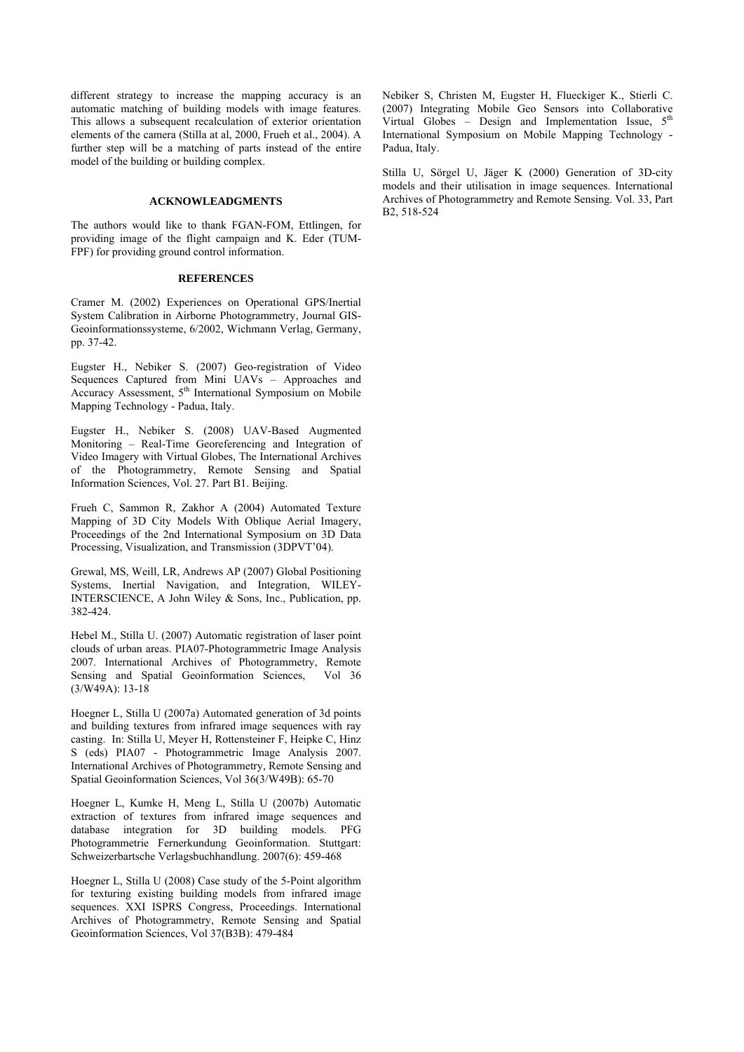different strategy to increase the mapping accuracy is an automatic matching of building models with image features. This allows a subsequent recalculation of exterior orientation elements of the camera (Stilla at al, 2000, Frueh et al., 2004). A further step will be a matching of parts instead of the entire model of the building or building complex.

## ACKNOWLEADGMENTS

The authors would like to thank FGAN-FOM, Ettlingen, for providing image of the flight campaign and K. Eder (TUM-FPF) for providing ground control information.

## REFERENCES

Cramer M. (2002) Experiences on Operational GPS/Inertial System Calibration in Airborne Photogrammetry, Journal GIS-Geoinformationssysteme, 6/2002, Wichmann Verlag, Germany, pp. 37-42.

Eugster H., Nebiker S. (2007) Geo-registration of Video Sequences Captured from Mini UAVs – Approaches and Accuracy Assessment, 5th International Symposium on Mobile Mapping Technology - Padua, Italy.

Eugster H., Nebiker S. (2008) UAV-Based Augmented Monitoring – Real-Time Georeferencing and Integration of Video Imagery with Virtual Globes, The International Archives of the Photogrammetry, Remote Sensing and Spatial Information Sciences, Vol. 27. Part B1. Beijing.

Frueh C, Sammon R, Zakhor A (2004) Automated Texture Mapping of 3D City Models With Oblique Aerial Imagery, Proceedings of the 2nd International Symposium on 3D Data Processing, Visualization, and Transmission (3DPVT'04).

Grewal, MS, Weill, LR, Andrews AP (2007) Global Positioning Systems, Inertial Navigation, and Integration, WILEY-INTERSCIENCE, A John Wiley & Sons, Inc., Publication, pp. 382-424.

Hebel M., Stilla U. (2007) Automatic registration of laser point clouds of urban areas. PIA07-Photogrammetric Image Analysis 2007. International Archives of Photogrammetry, Remote Sensing and Spatial Geoinformation Sciences, Vol 36 (3/W49A): 13-18

Hoegner L, Stilla U (2007a) Automated generation of 3d points and building textures from infrared image sequences with ray casting. In: Stilla U, Meyer H, Rottensteiner F, Heipke C, Hinz S (eds) PIA07 - Photogrammetric Image Analysis 2007. International Archives of Photogrammetry, Remote Sensing and Spatial Geoinformation Sciences, Vol 36(3/W49B): 65-70

Hoegner L, Kumke H, Meng L, Stilla U (2007b) Automatic extraction of textures from infrared image sequences and database integration for 3D building models. PFG Photogrammetrie Fernerkundung Geoinformation. Stuttgart: Schweizerbartsche Verlagsbuchhandlung. 2007(6): 459-468

Hoegner L, Stilla U (2008) Case study of the 5-Point algorithm for texturing existing building models from infrared image sequences. XXI ISPRS Congress, Proceedings. International Archives of Photogrammetry, Remote Sensing and Spatial Geoinformation Sciences, Vol 37(B3B): 479-484

Nebiker S, Christen M, Eugster H, Flueckiger K., Stierli C. (2007) Integrating Mobile Geo Sensors into Collaborative Virtual Globes – Design and Implementation Issue, 5th International Symposium on Mobile Mapping Technology - Padua, Italy.

Stilla U, Sörgel U, Jäger K (2000) Generation of 3D-city models and their utilisation in image sequences. International Archives of Photogrammetry and Remote Sensing. Vol. 33, Part B2, 518-524